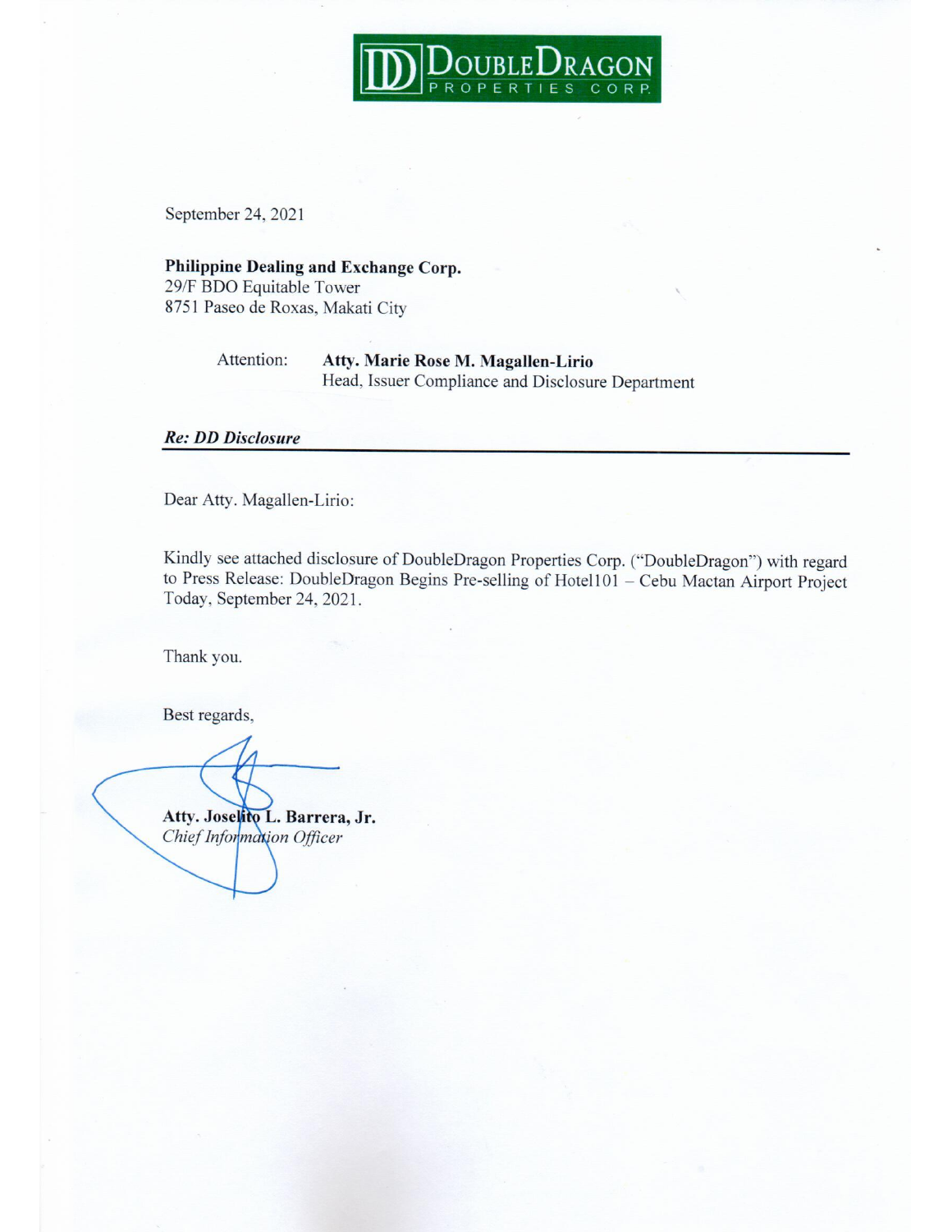DOUBLEDRAGON PROPERTIES CORP.

September 24, 2021

**Philippine Dealing and Exchange Corp.**
29/F BDO Equitable Tower
8751 Paseo de Roxas, Makati City

Attention: **Atty. Marie Rose M. Magallen-Lirio**
Head, Issuer Compliance and Disclosure Department

***Re: DD Disclosure***

Dear Atty. Magallen-Lirio:

Kindly see attached disclosure of DoubleDragon Properties Corp. ("DoubleDragon") with regard to Press Release: DoubleDragon Begins Pre-selling of Hotel101 – Cebu Mactan Airport Project Today, September 24, 2021.

Thank you.

Best regards,

**Atty. Joselito L. Barrera, Jr.**
*Chief Information Officer*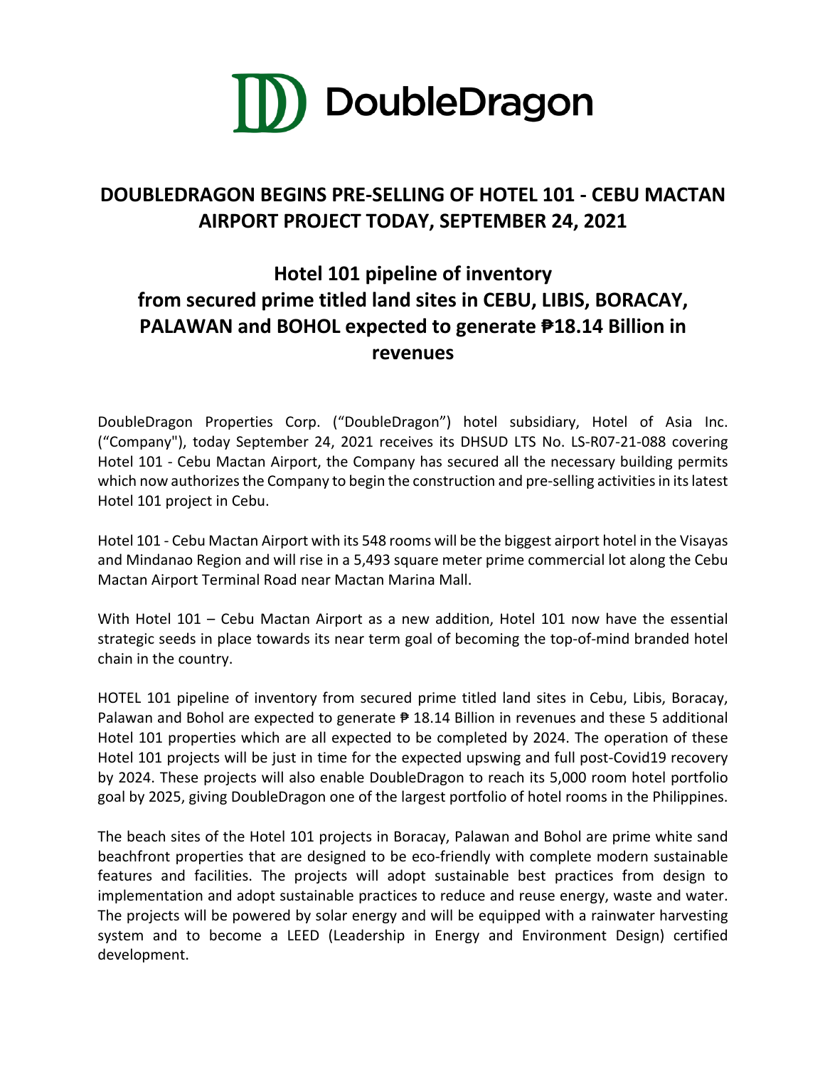# DoubleDragon

## DOUBLEDRAGON BEGINS PRE-SELLING OF HOTEL 101 - CEBU MACTAN AIRPORT PROJECT TODAY, SEPTEMBER 24, 2021

## Hotel 101 pipeline of inventory from secured prime titled land sites in CEBU, LIBIS, BORACAY, PALAWAN and BOHOL expected to generate ₱18.14 Billion in revenues

DoubleDragon Properties Corp. ("DoubleDragon") hotel subsidiary, Hotel of Asia Inc. ("Company"), today September 24, 2021 receives its DHSUD LTS No. LS-R07-21-088 covering Hotel 101 - Cebu Mactan Airport, the Company has secured all the necessary building permits which now authorizes the Company to begin the construction and pre-selling activities in its latest Hotel 101 project in Cebu.

Hotel 101 - Cebu Mactan Airport with its 548 rooms will be the biggest airport hotel in the Visayas and Mindanao Region and will rise in a 5,493 square meter prime commercial lot along the Cebu Mactan Airport Terminal Road near Mactan Marina Mall.

With Hotel 101 – Cebu Mactan Airport as a new addition, Hotel 101 now have the essential strategic seeds in place towards its near term goal of becoming the top-of-mind branded hotel chain in the country.

HOTEL 101 pipeline of inventory from secured prime titled land sites in Cebu, Libis, Boracay, Palawan and Bohol are expected to generate ₱ 18.14 Billion in revenues and these 5 additional Hotel 101 properties which are all expected to be completed by 2024. The operation of these Hotel 101 projects will be just in time for the expected upswing and full post-Covid19 recovery by 2024. These projects will also enable DoubleDragon to reach its 5,000 room hotel portfolio goal by 2025, giving DoubleDragon one of the largest portfolio of hotel rooms in the Philippines.

The beach sites of the Hotel 101 projects in Boracay, Palawan and Bohol are prime white sand beachfront properties that are designed to be eco-friendly with complete modern sustainable features and facilities. The projects will adopt sustainable best practices from design to implementation and adopt sustainable practices to reduce and reuse energy, waste and water. The projects will be powered by solar energy and will be equipped with a rainwater harvesting system and to become a LEED (Leadership in Energy and Environment Design) certified development.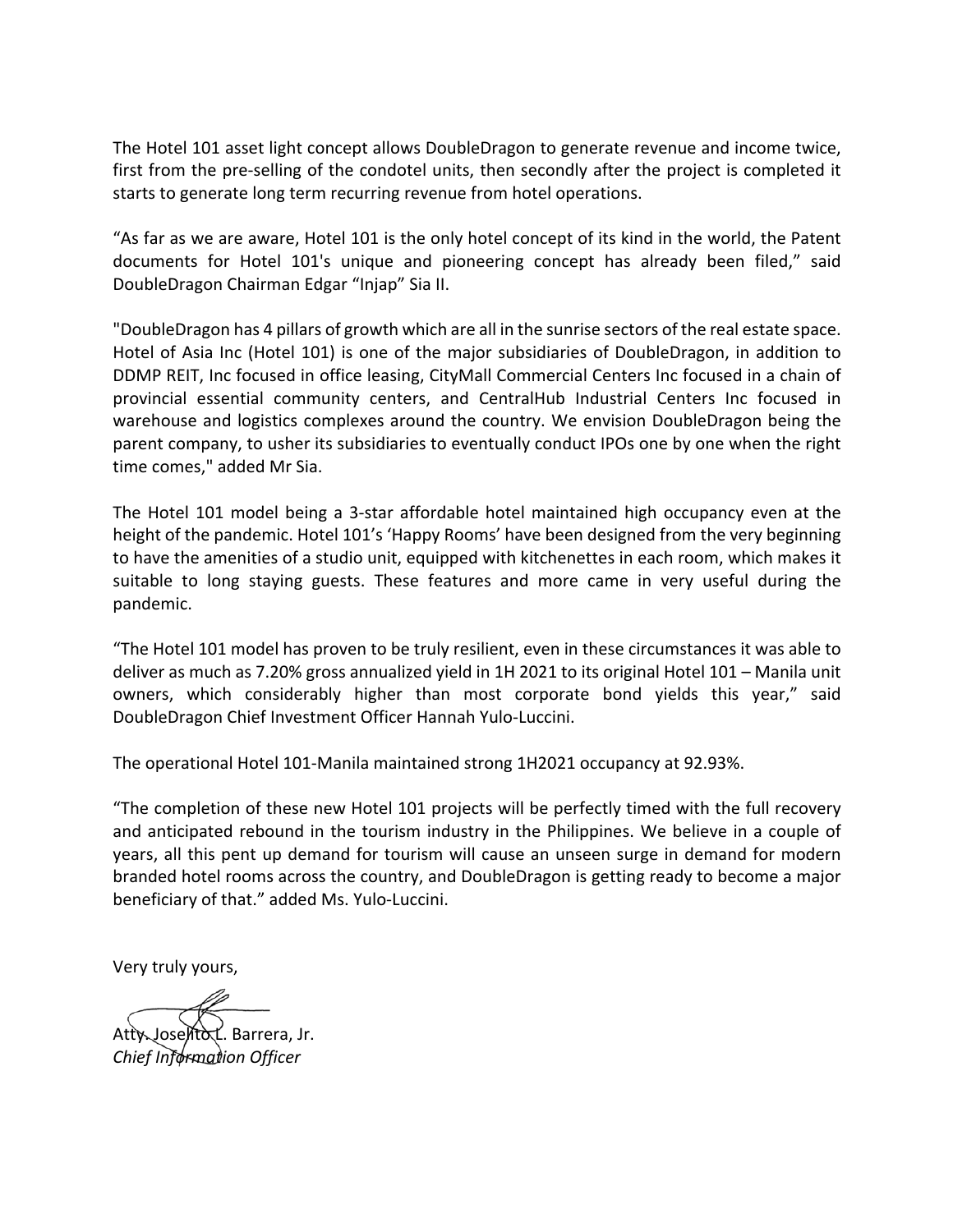The Hotel 101 asset light concept allows DoubleDragon to generate revenue and income twice, first from the pre-selling of the condotel units, then secondly after the project is completed it starts to generate long term recurring revenue from hotel operations.

"As far as we are aware, Hotel 101 is the only hotel concept of its kind in the world, the Patent documents for Hotel 101's unique and pioneering concept has already been filed," said DoubleDragon Chairman Edgar "Injap" Sia II.

"DoubleDragon has 4 pillars of growth which are all in the sunrise sectors of the real estate space. Hotel of Asia Inc (Hotel 101) is one of the major subsidiaries of DoubleDragon, in addition to DDMP REIT, Inc focused in office leasing, CityMall Commercial Centers Inc focused in a chain of provincial essential community centers, and CentralHub Industrial Centers Inc focused in warehouse and logistics complexes around the country. We envision DoubleDragon being the parent company, to usher its subsidiaries to eventually conduct IPOs one by one when the right time comes," added Mr Sia.

The Hotel 101 model being a 3-star affordable hotel maintained high occupancy even at the height of the pandemic. Hotel 101's 'Happy Rooms' have been designed from the very beginning to have the amenities of a studio unit, equipped with kitchenettes in each room, which makes it suitable to long staying guests. These features and more came in very useful during the pandemic.

"The Hotel 101 model has proven to be truly resilient, even in these circumstances it was able to deliver as much as 7.20% gross annualized yield in 1H 2021 to its original Hotel 101 – Manila unit owners, which considerably higher than most corporate bond yields this year," said DoubleDragon Chief Investment Officer Hannah Yulo-Luccini.

The operational Hotel 101-Manila maintained strong 1H2021 occupancy at 92.93%.

"The completion of these new Hotel 101 projects will be perfectly timed with the full recovery and anticipated rebound in the tourism industry in the Philippines. We believe in a couple of years, all this pent up demand for tourism will cause an unseen surge in demand for modern branded hotel rooms across the country, and DoubleDragon is getting ready to become a major beneficiary of that." added Ms. Yulo-Luccini.

Very truly yours,

Atty. Joselito L. Barrera, Jr.
*Chief Information Officer*